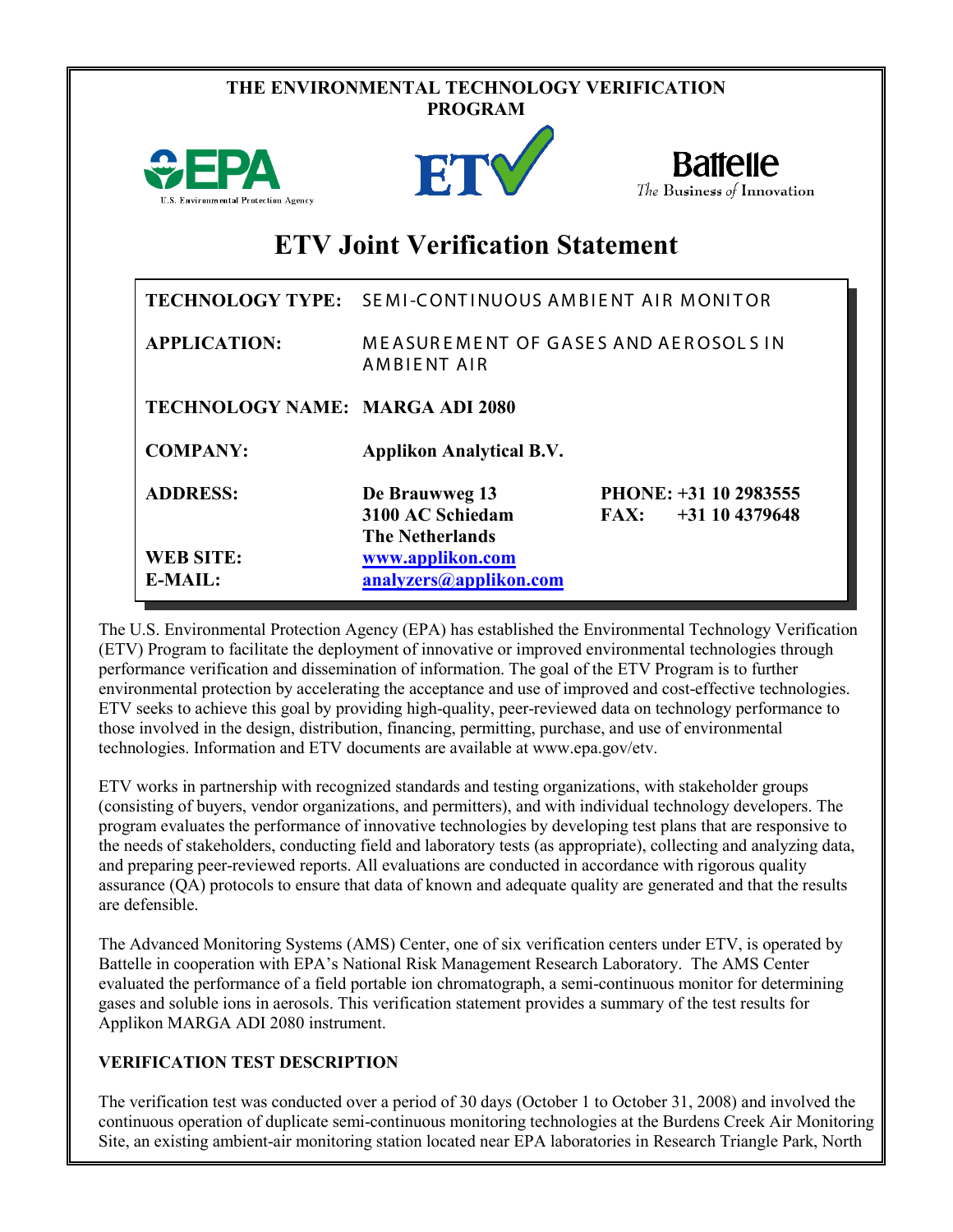**THE ENVIRONMENTAL TECHNOLOGY VERIFICATION PROGRAM**

# ETV Joint Verification Statement

| | | |
|---|---|---|
| **TECHNOLOGY TYPE:** | SEMI-CONTINUOUS AMBIENT AIR MONITOR | |
| **APPLICATION:** | MEASUREMENT OF GASES AND AEROSOLS IN AMBIENT AIR | |
| **TECHNOLOGY NAME:** | **MARGA ADI 2080** | |
| **COMPANY:** | **Applikon Analytical B.V.** | |
| **ADDRESS:** | **De Brauwweg 13**<br>**3100 AC Schiedam**<br>**The Netherlands** | **PHONE: +31 10 2983555**<br>**FAX: +31 10 4379648** |
| **WEB SITE:** | **www.applikon.com** | |
| **E-MAIL:** | **analyzers@applikon.com** | |

The U.S. Environmental Protection Agency (EPA) has established the Environmental Technology Verification (ETV) Program to facilitate the deployment of innovative or improved environmental technologies through performance verification and dissemination of information. The goal of the ETV Program is to further environmental protection by accelerating the acceptance and use of improved and cost-effective technologies. ETV seeks to achieve this goal by providing high-quality, peer-reviewed data on technology performance to those involved in the design, distribution, financing, permitting, purchase, and use of environmental technologies. Information and ETV documents are available at www.epa.gov/etv.

ETV works in partnership with recognized standards and testing organizations, with stakeholder groups (consisting of buyers, vendor organizations, and permitters), and with individual technology developers. The program evaluates the performance of innovative technologies by developing test plans that are responsive to the needs of stakeholders, conducting field and laboratory tests (as appropriate), collecting and analyzing data, and preparing peer-reviewed reports. All evaluations are conducted in accordance with rigorous quality assurance (QA) protocols to ensure that data of known and adequate quality are generated and that the results are defensible.

The Advanced Monitoring Systems (AMS) Center, one of six verification centers under ETV, is operated by Battelle in cooperation with EPA's National Risk Management Research Laboratory. The AMS Center evaluated the performance of a field portable ion chromatograph, a semi-continuous monitor for determining gases and soluble ions in aerosols. This verification statement provides a summary of the test results for Applikon MARGA ADI 2080 instrument.

## VERIFICATION TEST DESCRIPTION

The verification test was conducted over a period of 30 days (October 1 to October 31, 2008) and involved the continuous operation of duplicate semi-continuous monitoring technologies at the Burdens Creek Air Monitoring Site, an existing ambient-air monitoring station located near EPA laboratories in Research Triangle Park, North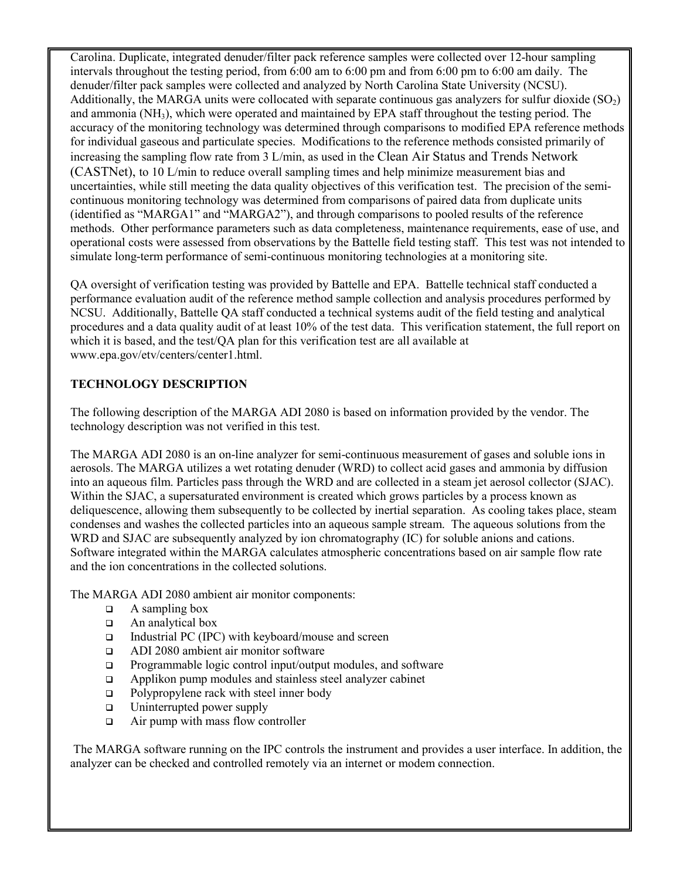Carolina. Duplicate, integrated denuder/filter pack reference samples were collected over 12-hour sampling intervals throughout the testing period, from 6:00 am to 6:00 pm and from 6:00 pm to 6:00 am daily. The denuder/filter pack samples were collected and analyzed by North Carolina State University (NCSU). Additionally, the MARGA units were collocated with separate continuous gas analyzers for sulfur dioxide ($SO_2$) and ammonia ($NH_3$), which were operated and maintained by EPA staff throughout the testing period. The accuracy of the monitoring technology was determined through comparisons to modified EPA reference methods for individual gaseous and particulate species. Modifications to the reference methods consisted primarily of increasing the sampling flow rate from 3 L/min, as used in the Clean Air Status and Trends Network (CASTNet), to 10 L/min to reduce overall sampling times and help minimize measurement bias and uncertainties, while still meeting the data quality objectives of this verification test. The precision of the semi-continuous monitoring technology was determined from comparisons of paired data from duplicate units (identified as "MARGA1" and "MARGA2"), and through comparisons to pooled results of the reference methods. Other performance parameters such as data completeness, maintenance requirements, ease of use, and operational costs were assessed from observations by the Battelle field testing staff. This test was not intended to simulate long-term performance of semi-continuous monitoring technologies at a monitoring site.

QA oversight of verification testing was provided by Battelle and EPA. Battelle technical staff conducted a performance evaluation audit of the reference method sample collection and analysis procedures performed by NCSU. Additionally, Battelle QA staff conducted a technical systems audit of the field testing and analytical procedures and a data quality audit of at least 10% of the test data. This verification statement, the full report on which it is based, and the test/QA plan for this verification test are all available at www.epa.gov/etv/centers/center1.html.

## TECHNOLOGY DESCRIPTION

The following description of the MARGA ADI 2080 is based on information provided by the vendor. The technology description was not verified in this test.

The MARGA ADI 2080 is an on-line analyzer for semi-continuous measurement of gases and soluble ions in aerosols. The MARGA utilizes a wet rotating denuder (WRD) to collect acid gases and ammonia by diffusion into an aqueous film. Particles pass through the WRD and are collected in a steam jet aerosol collector (SJAC). Within the SJAC, a supersaturated environment is created which grows particles by a process known as deliquescence, allowing them subsequently to be collected by inertial separation. As cooling takes place, steam condenses and washes the collected particles into an aqueous sample stream. The aqueous solutions from the WRD and SJAC are subsequently analyzed by ion chromatography (IC) for soluble anions and cations. Software integrated within the MARGA calculates atmospheric concentrations based on air sample flow rate and the ion concentrations in the collected solutions.

The MARGA ADI 2080 ambient air monitor components:

- A sampling box
- An analytical box
- Industrial PC (IPC) with keyboard/mouse and screen
- ADI 2080 ambient air monitor software
- Programmable logic control input/output modules, and software
- Applikon pump modules and stainless steel analyzer cabinet
- Polypropylene rack with steel inner body
- Uninterrupted power supply
- Air pump with mass flow controller

The MARGA software running on the IPC controls the instrument and provides a user interface. In addition, the analyzer can be checked and controlled remotely via an internet or modem connection.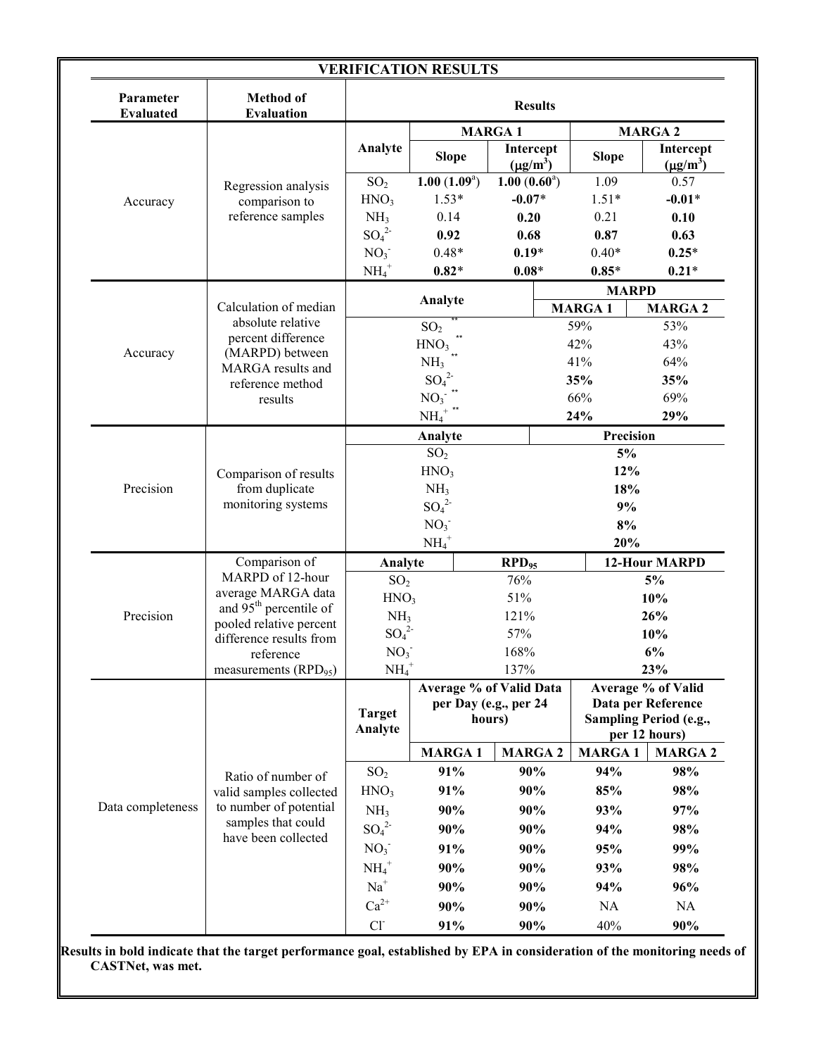## VERIFICATION RESULTS

| Parameter Evaluated | Method of Evaluation | Results | | | | |
|---|---|---|---|---|---|---|
| | | | **MARGA 1** | | **MARGA 2** | |
| | | **Analyte** | **Slope** | **Intercept ($\mu g/m^3$)** | **Slope** | **Intercept ($\mu g/m^3$)** |
| Accuracy | Regression analysis comparison to reference samples | $SO_2$ | **1.00 (1.09[a])** | **1.00 (0.60[a])** | 1.09 | 0.57 |
| | | $HNO_3$ | 1.53* | **-0.07*** | 1.51* | **-0.01*** |
| | | $NH_3$ | 0.14 | **0.20** | 0.21 | **0.10** |
| | | $SO_4^{2-}$ | **0.92** | **0.68** | **0.87** | **0.63** |
| | | $NO_3^-$ | 0.48* | **0.19*** | 0.40* | **0.25*** |
| | | $NH_4^+$ | **0.82*** | **0.08*** | **0.85*** | **0.21*** |

| Parameter Evaluated | Method of Evaluation | Analyte | MARPD | |
|---|---|---|---|---|
| | | | **MARGA 1** | **MARGA 2** |
| Accuracy | Calculation of median absolute relative percent difference (MARPD) between MARGA results and reference method results | $SO_2$ ** | 59% | 53% |
| | | $HNO_3$ ** | 42% | 43% |
| | | $NH_3$ ** | 41% | 64% |
| | | $SO_4^{2-}$ | **35%** | **35%** |
| | | $NO_3^-$ ** | 66% | 69% |
| | | $NH_4^+$ ** | **24%** | **29%** |

| Parameter Evaluated | Method of Evaluation | Analyte | Precision |
|---|---|---|---|
| Precision | Comparison of results from duplicate monitoring systems | $SO_2$ | **5%** |
| | | $HNO_3$ | **12%** |
| | | $NH_3$ | **18%** |
| | | $SO_4^{2-}$ | **9%** |
| | | $NO_3^-$ | **8%** |
| | | $NH_4^+$ | **20%** |

| Parameter Evaluated | Method of Evaluation | Analyte | $RPD_{95}$ | 12-Hour MARPD |
|---|---|---|---|---|
| Precision | Comparison of MARPD of 12-hour average MARGA data and 95th percentile of pooled relative percent difference results from reference measurements ($RPD_{95}$) | $SO_2$ | 76% | **5%** |
| | | $HNO_3$ | 51% | **10%** |
| | | $NH_3$ | 121% | **26%** |
| | | $SO_4^{2-}$ | 57% | **10%** |
| | | $NO_3^-$ | 168% | **6%** |
| | | $NH_4^+$ | 137% | **23%** |

| Parameter Evaluated | Method of Evaluation | Target Analyte | Average % of Valid Data per Day (e.g., per 24 hours) | | Average % of Valid Data per Reference Sampling Period (e.g., per 12 hours) | |
|---|---|---|---|---|---|---|
| | | | **MARGA 1** | **MARGA 2** | **MARGA 1** | **MARGA 2** |
| Data completeness | Ratio of number of valid samples collected to number of potential samples that could have been collected | $SO_2$ | **91%** | **90%** | **94%** | **98%** |
| | | $HNO_3$ | **91%** | **90%** | **85%** | **98%** |
| | | $NH_3$ | **90%** | **90%** | **93%** | **97%** |
| | | $SO_4^{2-}$ | **90%** | **90%** | **94%** | **98%** |
| | | $NO_3^-$ | **91%** | **90%** | **95%** | **99%** |
| | | $NH_4^+$ | **90%** | **90%** | **93%** | **98%** |
| | | $Na^+$ | **90%** | **90%** | **94%** | **96%** |
| | | $Ca^{2+}$ | **90%** | **90%** | NA | NA |
| | | $Cl^-$ | **91%** | **90%** | 40% | **90%** |

**Results in bold indicate that the target performance goal, established by EPA in consideration of the monitoring needs of CASTNet, was met.**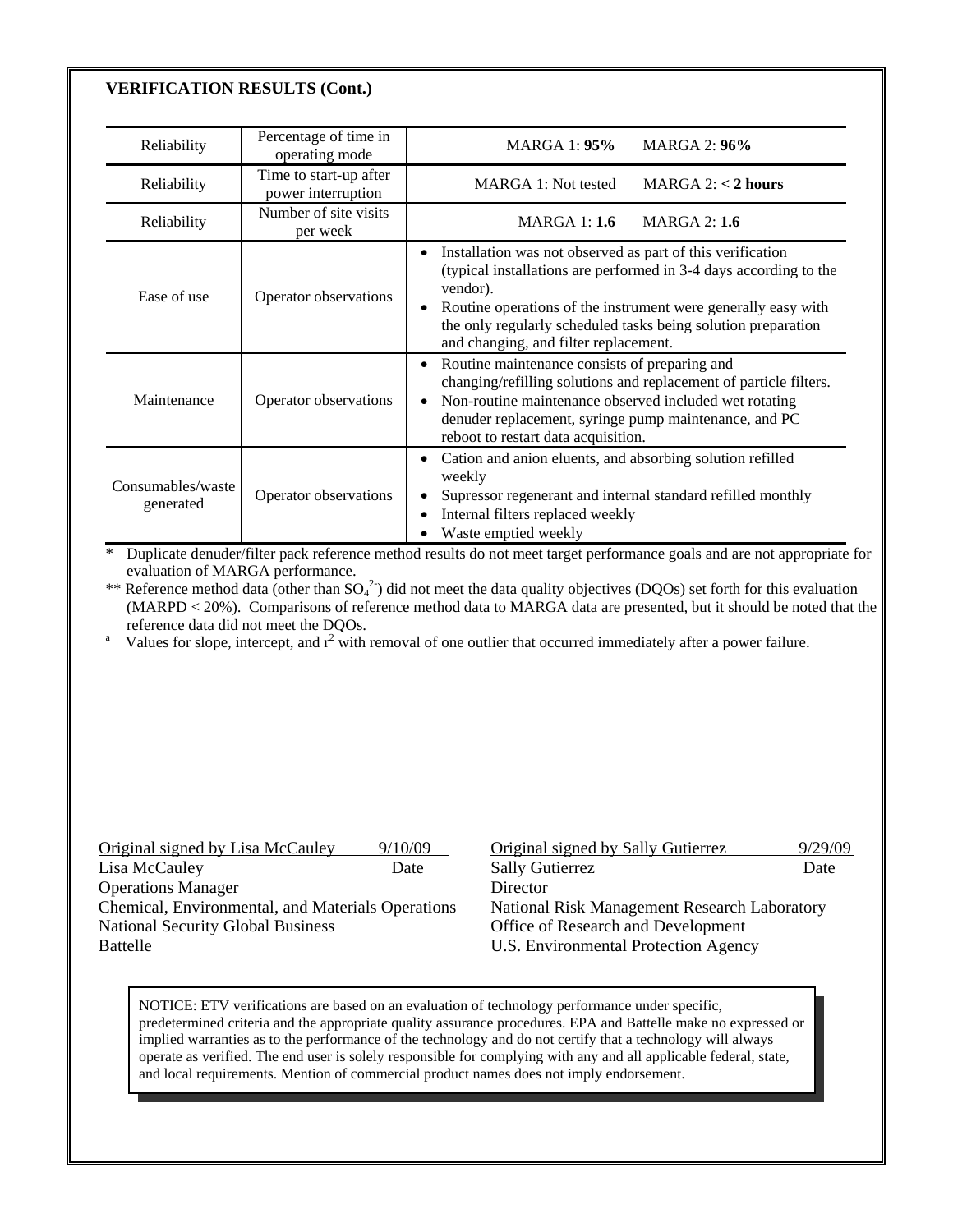**VERIFICATION RESULTS (Cont.)**

| | | |
|---|---|---|
| Reliability | Percentage of time in operating mode | MARGA 1: **95%** MARGA 2: **96%** |
| Reliability | Time to start-up after power interruption | MARGA 1: Not tested MARGA 2: **< 2 hours** |
| Reliability | Number of site visits per week | MARGA 1: **1.6** MARGA 2: **1.6** |
| Ease of use | Operator observations | • Installation was not observed as part of this verification (typical installations are performed in 3-4 days according to the vendor).<br>• Routine operations of the instrument were generally easy with the only regularly scheduled tasks being solution preparation and changing, and filter replacement. |
| Maintenance | Operator observations | • Routine maintenance consists of preparing and changing/refilling solutions and replacement of particle filters.<br>• Non-routine maintenance observed included wet rotating denuder replacement, syringe pump maintenance, and PC reboot to restart data acquisition. |
| Consumables/waste generated | Operator observations | • Cation and anion eluents, and absorbing solution refilled weekly<br>• Supressor regenerant and internal standard refilled monthly<br>• Internal filters replaced weekly<br>• Waste emptied weekly |

\* Duplicate denuder/filter pack reference method results do not meet target performance goals and are not appropriate for evaluation of MARGA performance.

\*\* Reference method data (other than $SO_4^{2-}$) did not meet the data quality objectives (DQOs) set forth for this evaluation (MARPD < 20%). Comparisons of reference method data to MARGA data are presented, but it should be noted that the reference data did not meet the DQOs.

[a] Values for slope, intercept, and $r^2$ with removal of one outlier that occurred immediately after a power failure.

Original signed by Lisa McCauley 9/10/09
Lisa McCauley Date
Operations Manager
Chemical, Environmental, and Materials Operations
National Security Global Business
Battelle

Original signed by Sally Gutierrez 9/29/09
Sally Gutierrez Date
Director
National Risk Management Research Laboratory
Office of Research and Development
U.S. Environmental Protection Agency

NOTICE: ETV verifications are based on an evaluation of technology performance under specific, predetermined criteria and the appropriate quality assurance procedures. EPA and Battelle make no expressed or implied warranties as to the performance of the technology and do not certify that a technology will always operate as verified. The end user is solely responsible for complying with any and all applicable federal, state, and local requirements. Mention of commercial product names does not imply endorsement.